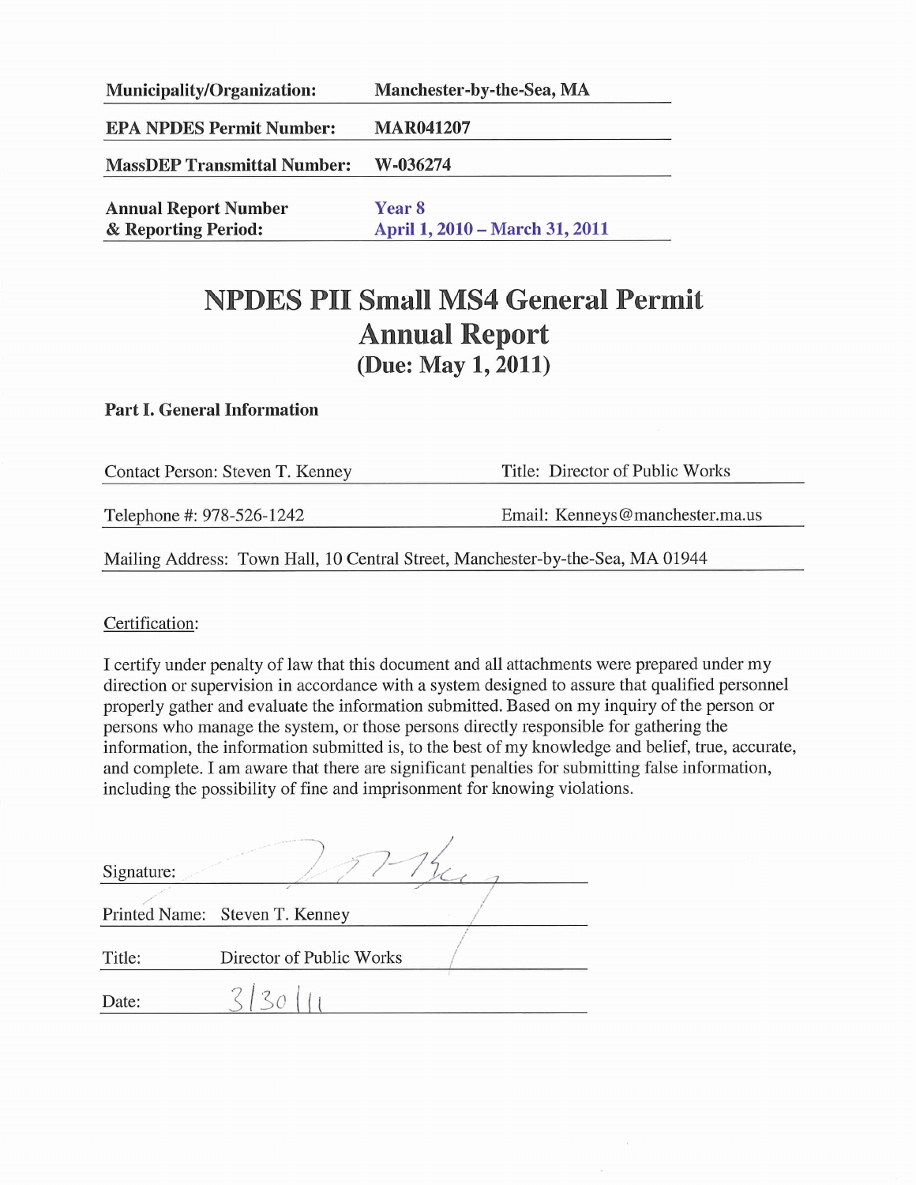| | |
|---|---|
| **Municipality/Organization:** | **Manchester-by-the-Sea, MA** |
| **EPA NPDES Permit Number:** | **MAR041207** |
| **MassDEP Transmittal Number:** | **W-036274** |
| **Annual Report Number & Reporting Period:** | **Year 8**<br>**April 1, 2010 – March 31, 2011** |

# NPDES PII Small MS4 General Permit Annual Report

## (Due: May 1, 2011)

### Part I. General Information

Contact Person: Steven T. Kenney | Title: Director of Public Works

Telephone #: 978-526-1242 | Email: Kenneys@manchester.ma.us

Mailing Address: Town Hall, 10 Central Street, Manchester-by-the-Sea, MA 01944

Certification:

I certify under penalty of law that this document and all attachments were prepared under my direction or supervision in accordance with a system designed to assure that qualified personnel properly gather and evaluate the information submitted. Based on my inquiry of the person or persons who manage the system, or those persons directly responsible for gathering the information, the information submitted is, to the best of my knowledge and belief, true, accurate, and complete. I am aware that there are significant penalties for submitting false information, including the possibility of fine and imprisonment for knowing violations.

Signature: [signature]

Printed Name: Steven T. Kenney

Title: Director of Public Works

Date: 3/30/11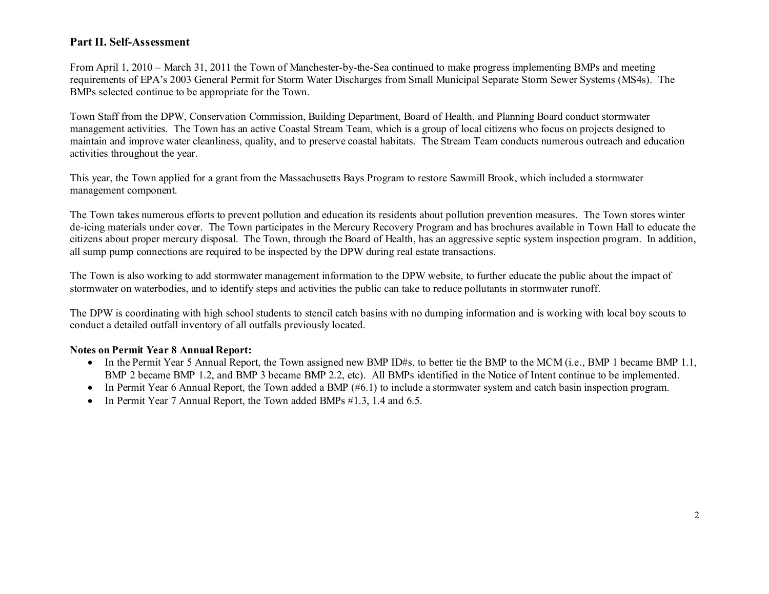## Part II. Self-Assessment

From April 1, 2010 – March 31, 2011 the Town of Manchester-by-the-Sea continued to make progress implementing BMPs and meeting requirements of EPA's 2003 General Permit for Storm Water Discharges from Small Municipal Separate Storm Sewer Systems (MS4s). The BMPs selected continue to be appropriate for the Town.

Town Staff from the DPW, Conservation Commission, Building Department, Board of Health, and Planning Board conduct stormwater management activities. The Town has an active Coastal Stream Team, which is a group of local citizens who focus on projects designed to maintain and improve water cleanliness, quality, and to preserve coastal habitats. The Stream Team conducts numerous outreach and education activities throughout the year.

This year, the Town applied for a grant from the Massachusetts Bays Program to restore Sawmill Brook, which included a stormwater management component.

The Town takes numerous efforts to prevent pollution and education its residents about pollution prevention measures. The Town stores winter de-icing materials under cover. The Town participates in the Mercury Recovery Program and has brochures available in Town Hall to educate the citizens about proper mercury disposal. The Town, through the Board of Health, has an aggressive septic system inspection program. In addition, all sump pump connections are required to be inspected by the DPW during real estate transactions.

The Town is also working to add stormwater management information to the DPW website, to further educate the public about the impact of stormwater on waterbodies, and to identify steps and activities the public can take to reduce pollutants in stormwater runoff.

The DPW is coordinating with high school students to stencil catch basins with no dumping information and is working with local boy scouts to conduct a detailed outfall inventory of all outfalls previously located.

**Notes on Permit Year 8 Annual Report:**

- In the Permit Year 5 Annual Report, the Town assigned new BMP ID#s, to better tie the BMP to the MCM (i.e., BMP 1 became BMP 1.1, BMP 2 became BMP 1.2, and BMP 3 became BMP 2.2, etc). All BMPs identified in the Notice of Intent continue to be implemented.
- In Permit Year 6 Annual Report, the Town added a BMP (#6.1) to include a stormwater system and catch basin inspection program.
- In Permit Year 7 Annual Report, the Town added BMPs #1.3, 1.4 and 6.5.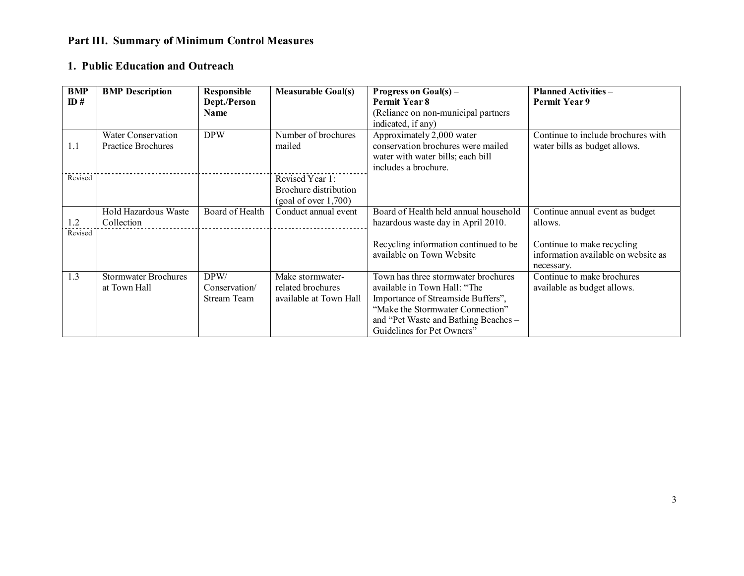## Part III. Summary of Minimum Control Measures

### 1. Public Education and Outreach

| BMP ID # | BMP Description | Responsible Dept./Person Name | Measurable Goal(s) | Progress on Goal(s) – Permit Year 8 (Reliance on non-municipal partners indicated, if any) | Planned Activities – Permit Year 9 |
|---|---|---|---|---|---|
| 1.1 | Water Conservation Practice Brochures | DPW | Number of brochures mailed | Approximately 2,000 water conservation brochures were mailed water with water bills; each bill includes a brochure. | Continue to include brochures with water bills as budget allows. |
| Revised | | | Revised Year 1: Brochure distribution (goal of over 1,700) | | |
| 1.2 | Hold Hazardous Waste Collection | Board of Health | Conduct annual event | Board of Health held annual household hazardous waste day in April 2010. | Continue annual event as budget allows. |
| Revised | | | | Recycling information continued to be available on Town Website | Continue to make recycling information available on website as necessary. |
| 1.3 | Stormwater Brochures at Town Hall | DPW/ Conservation/ Stream Team | Make stormwater-related brochures available at Town Hall | Town has three stormwater brochures available in Town Hall: "The Importance of Streamside Buffers", "Make the Stormwater Connection" and "Pet Waste and Bathing Beaches – Guidelines for Pet Owners" | Continue to make brochures available as budget allows. |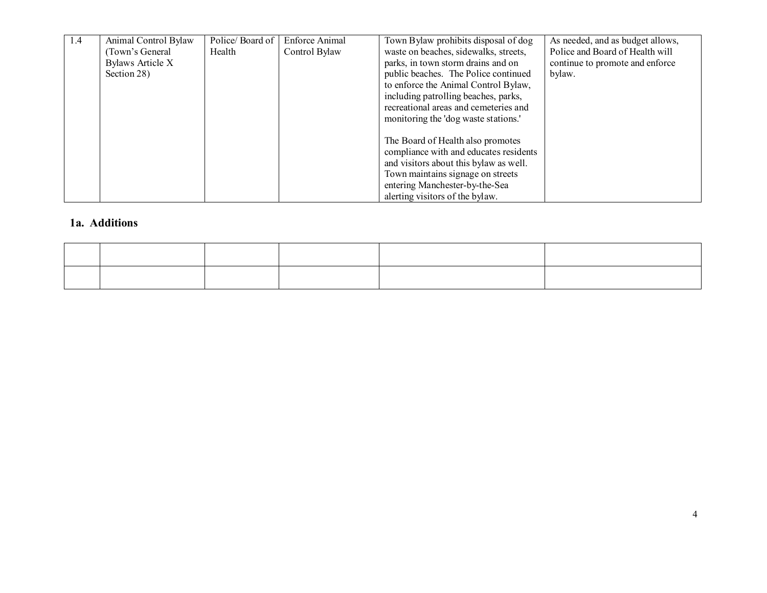| 1.4 | Animal Control Bylaw (Town's General Bylaws Article X Section 28) | Police/ Board of Health | Enforce Animal Control Bylaw | Town Bylaw prohibits disposal of dog waste on beaches, sidewalks, streets, parks, in town storm drains and on public beaches. The Police continued to enforce the Animal Control Bylaw, including patrolling beaches, parks, recreational areas and cemeteries and monitoring the 'dog waste stations.'<br><br>The Board of Health also promotes compliance with and educates residents and visitors about this bylaw as well. Town maintains signage on streets entering Manchester-by-the-Sea alerting visitors of the bylaw. | As needed, and as budget allows, Police and Board of Health will continue to promote and enforce bylaw. |
|---|---|---|---|---|---|

## 1a. Additions

| | | | | | |
|---|---|---|---|---|---|
| | | | | | |
| | | | | | |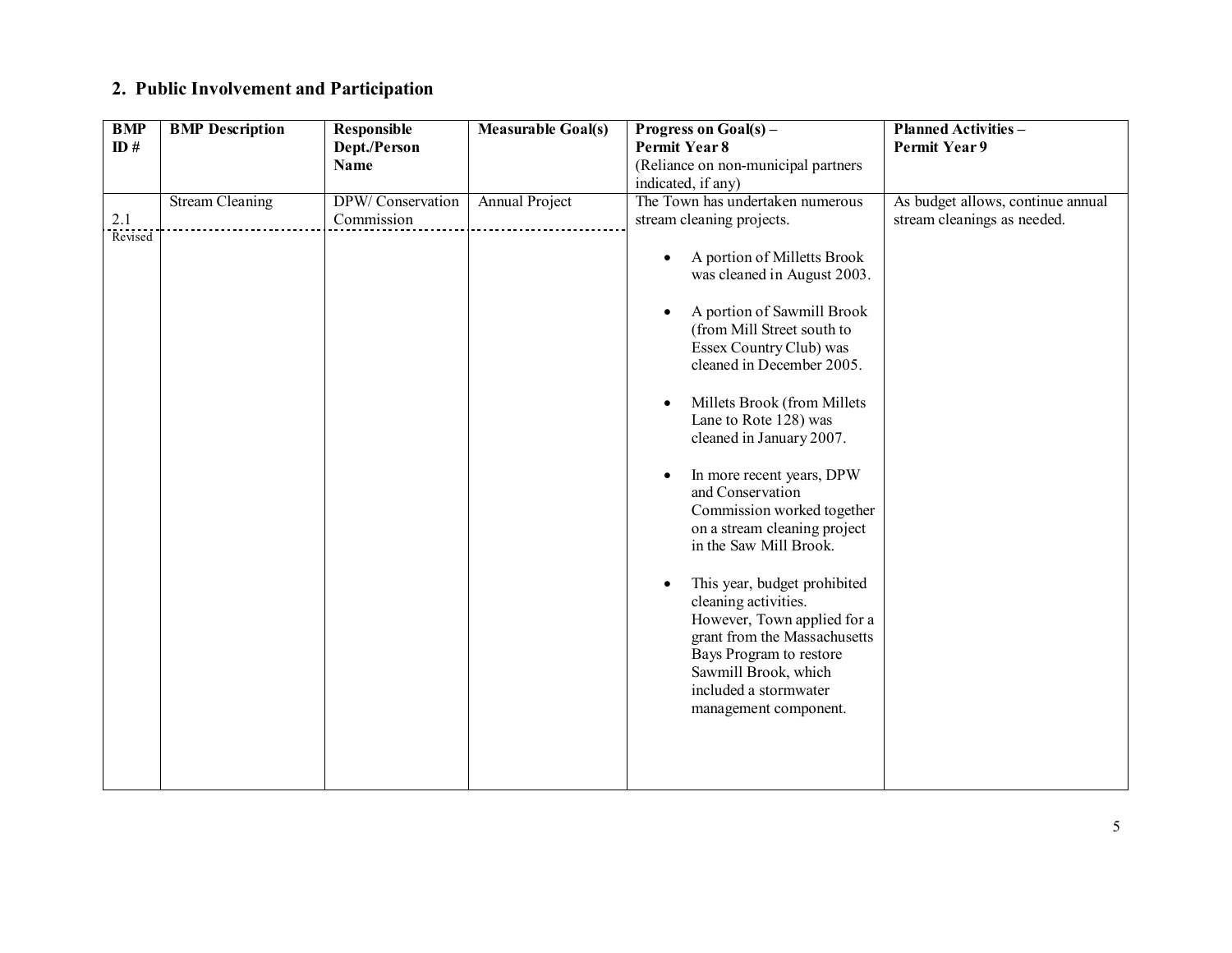## 2. Public Involvement and Participation

| BMP ID # | BMP Description | Responsible Dept./Person Name | Measurable Goal(s) | Progress on Goal(s) – Permit Year 8 (Reliance on non-municipal partners indicated, if any) | Planned Activities – Permit Year 9 |
|---|---|---|---|---|---|
| 2.1 Revised | Stream Cleaning | DPW/ Conservation Commission | Annual Project | The Town has undertaken numerous stream cleaning projects.<br><br>• A portion of Milletts Brook was cleaned in August 2003.<br><br>• A portion of Sawmill Brook (from Mill Street south to Essex Country Club) was cleaned in December 2005.<br><br>• Millets Brook (from Millets Lane to Rote 128) was cleaned in January 2007.<br><br>• In more recent years, DPW and Conservation Commission worked together on a stream cleaning project in the Saw Mill Brook.<br><br>• This year, budget prohibited cleaning activities. However, Town applied for a grant from the Massachusetts Bays Program to restore Sawmill Brook, which included a stormwater management component. | As budget allows, continue annual stream cleanings as needed. |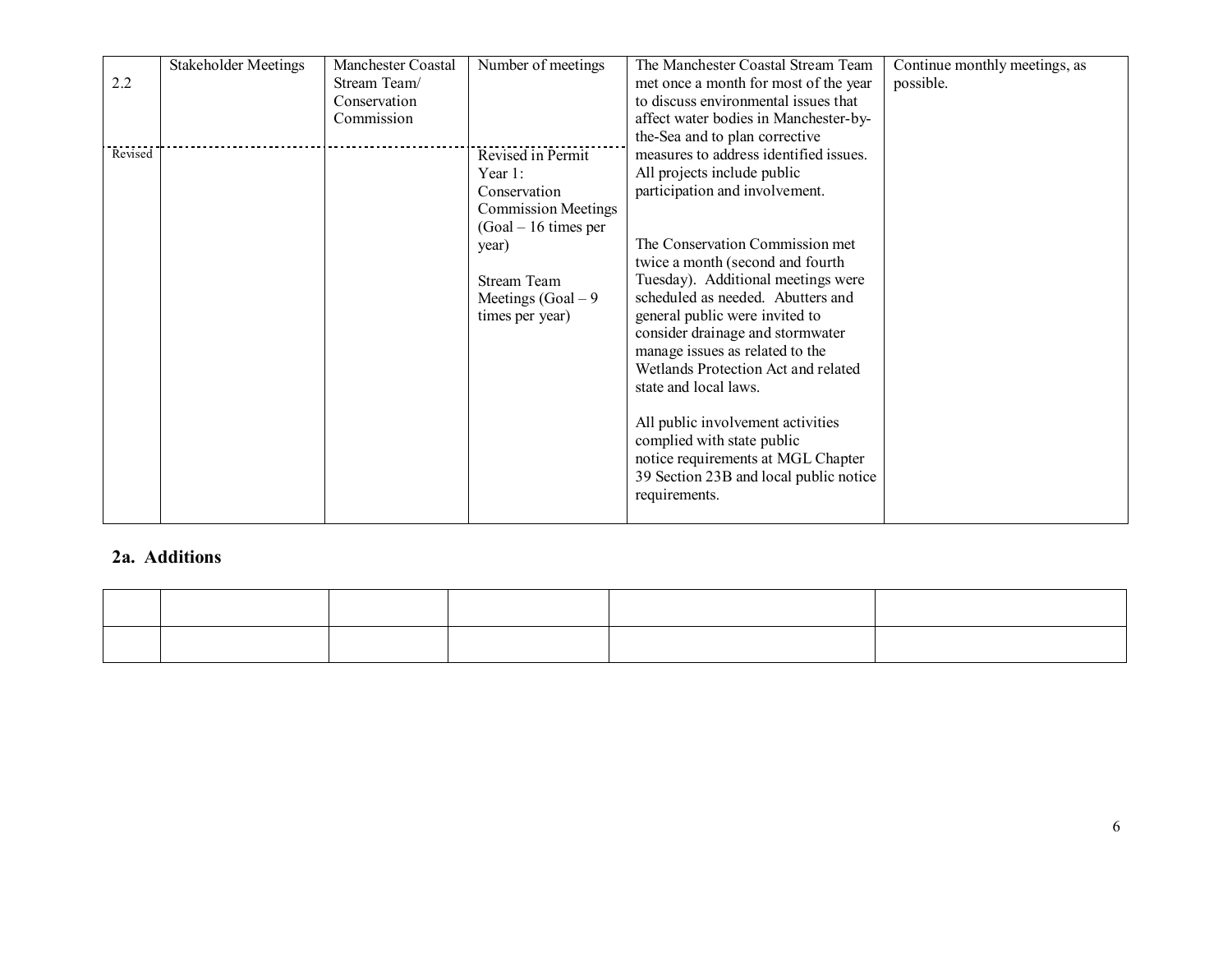| 2.2 | Stakeholder Meetings | Manchester Coastal Stream Team/ Conservation Commission | Number of meetings | The Manchester Coastal Stream Team met once a month for most of the year to discuss environmental issues that affect water bodies in Manchester-by-the-Sea and to plan corrective measures to address identified issues. All projects include public participation and involvement.<br><br>The Conservation Commission met twice a month (second and fourth Tuesday). Additional meetings were scheduled as needed. Abutters and general public were invited to consider drainage and stormwater manage issues as related to the Wetlands Protection Act and related state and local laws.<br><br>All public involvement activities complied with state public notice requirements at MGL Chapter 39 Section 23B and local public notice requirements. | Continue monthly meetings, as possible. |
|---|---|---|---|---|---|
| Revised | | | Revised in Permit Year 1: Conservation Commission Meetings (Goal – 16 times per year)<br><br>Stream Team Meetings (Goal – 9 times per year) | | |

## 2a. Additions

| | | | | | |
|---|---|---|---|---|---|
| | | | | | |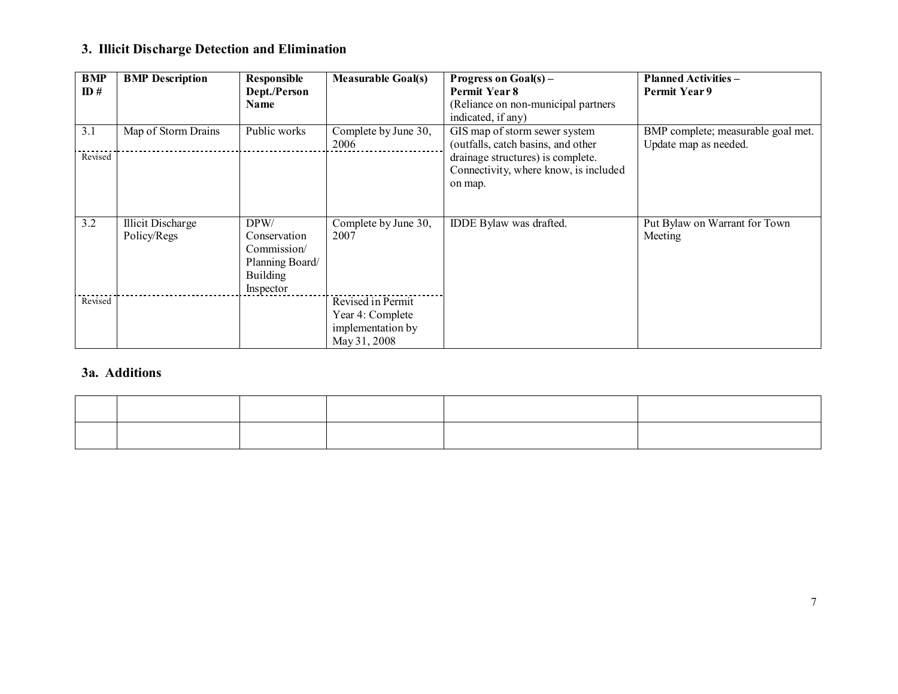### 3. Illicit Discharge Detection and Elimination

| BMP ID # | BMP Description | Responsible Dept./Person Name | Measurable Goal(s) | Progress on Goal(s) – Permit Year 8 (Reliance on non-municipal partners indicated, if any) | Planned Activities – Permit Year 9 |
|---|---|---|---|---|---|
| 3.1 | Map of Storm Drains | Public works | Complete by June 30, 2006 | GIS map of storm sewer system (outfalls, catch basins, and other drainage structures) is complete. Connectivity, where know, is included on map. | BMP complete; measurable goal met. Update map as needed. |
| Revised | | | | | |
| 3.2 | Illicit Discharge Policy/Regs | DPW/ Conservation Commission/ Planning Board/ Building Inspector | Complete by June 30, 2007 | IDDE Bylaw was drafted. | Put Bylaw on Warrant for Town Meeting |
| Revised | | | Revised in Permit Year 4: Complete implementation by May 31, 2008 | | |

### 3a. Additions

| | | | | | |
|---|---|---|---|---|---|
| | | | | | |
| | | | | | |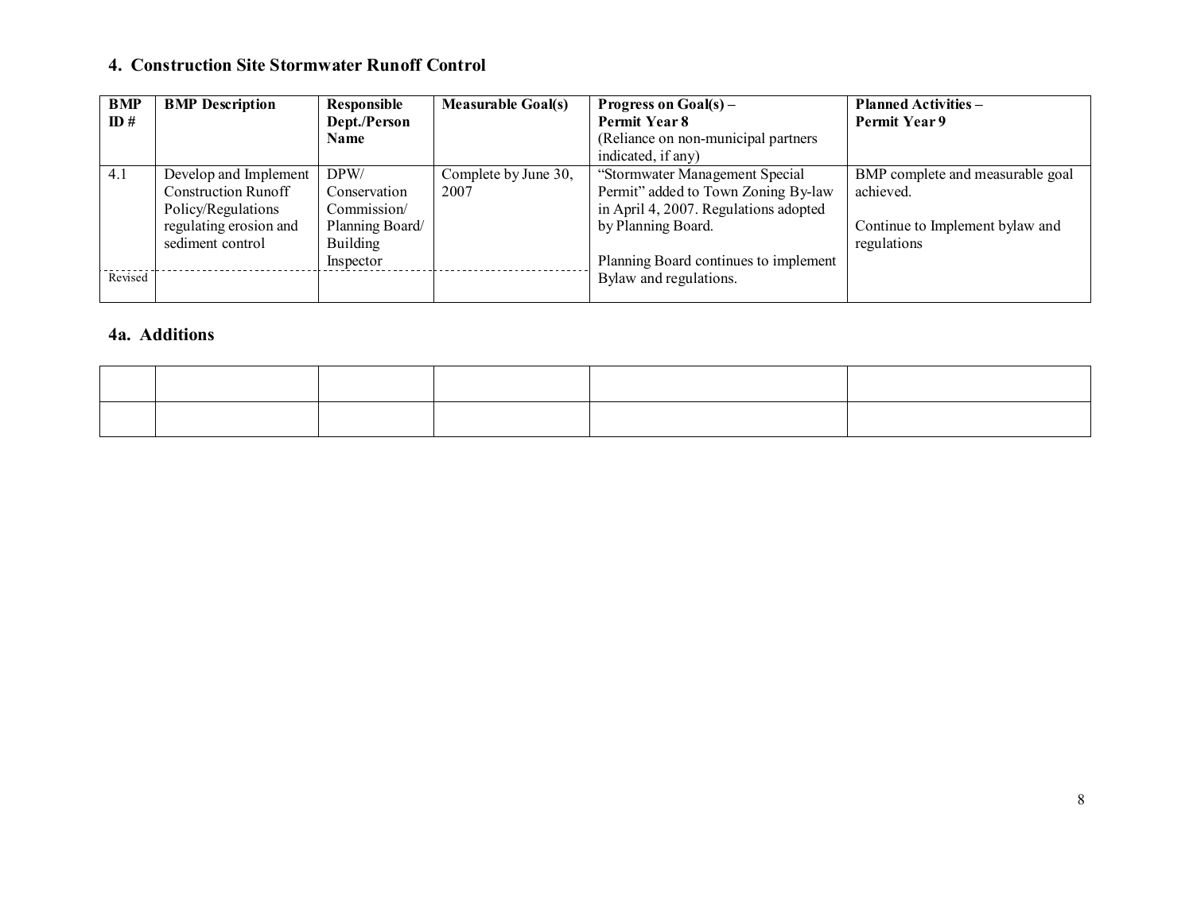## 4. Construction Site Stormwater Runoff Control

| BMP ID # | BMP Description | Responsible Dept./Person Name | Measurable Goal(s) | Progress on Goal(s) – Permit Year 8 (Reliance on non-municipal partners indicated, if any) | Planned Activities – Permit Year 9 |
|---|---|---|---|---|---|
| 4.1 | Develop and Implement Construction Runoff Policy/Regulations regulating erosion and sediment control | DPW/ Conservation Commission/ Planning Board/ Building Inspector | Complete by June 30, 2007 | "Stormwater Management Special Permit" added to Town Zoning By-law in April 4, 2007. Regulations adopted by Planning Board.<br><br>Planning Board continues to implement Bylaw and regulations. | BMP complete and measurable goal achieved.<br><br>Continue to Implement bylaw and regulations |
| Revised | | | | | |

## 4a. Additions

| | | | | | |
|---|---|---|---|---|---|
| | | | | | |
| | | | | | |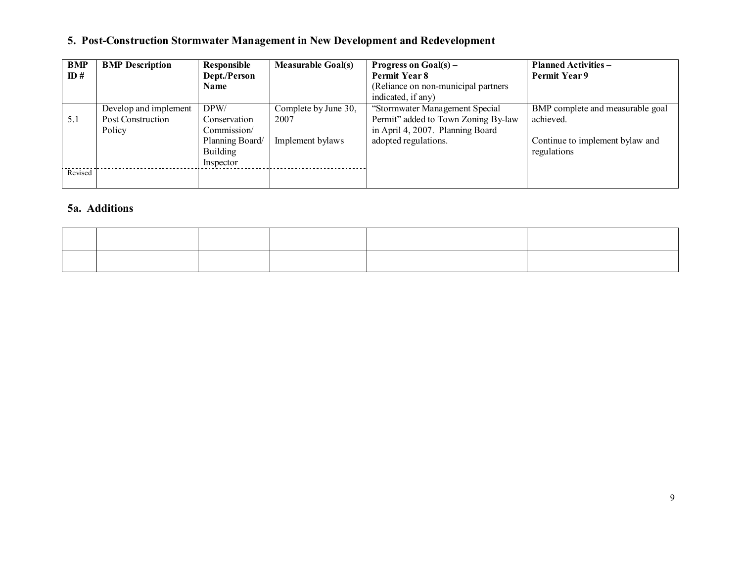## 5. Post-Construction Stormwater Management in New Development and Redevelopment

| BMP ID # | BMP Description | Responsible Dept./Person Name | Measurable Goal(s) | Progress on Goal(s) – Permit Year 8 (Reliance on non-municipal partners indicated, if any) | Planned Activities – Permit Year 9 |
|---|---|---|---|---|---|
| 5.1 | Develop and implement Post Construction Policy | DPW/ Conservation Commission/ Planning Board/ Building Inspector | Complete by June 30, 2007<br><br>Implement bylaws | "Stormwater Management Special Permit" added to Town Zoning By-law in April 4, 2007. Planning Board adopted regulations. | BMP complete and measurable goal achieved.<br><br>Continue to implement bylaw and regulations |
| Revised | | | | | |

## 5a. Additions

| | | | | | |
|---|---|---|---|---|---|
| | | | | | |
| | | | | | |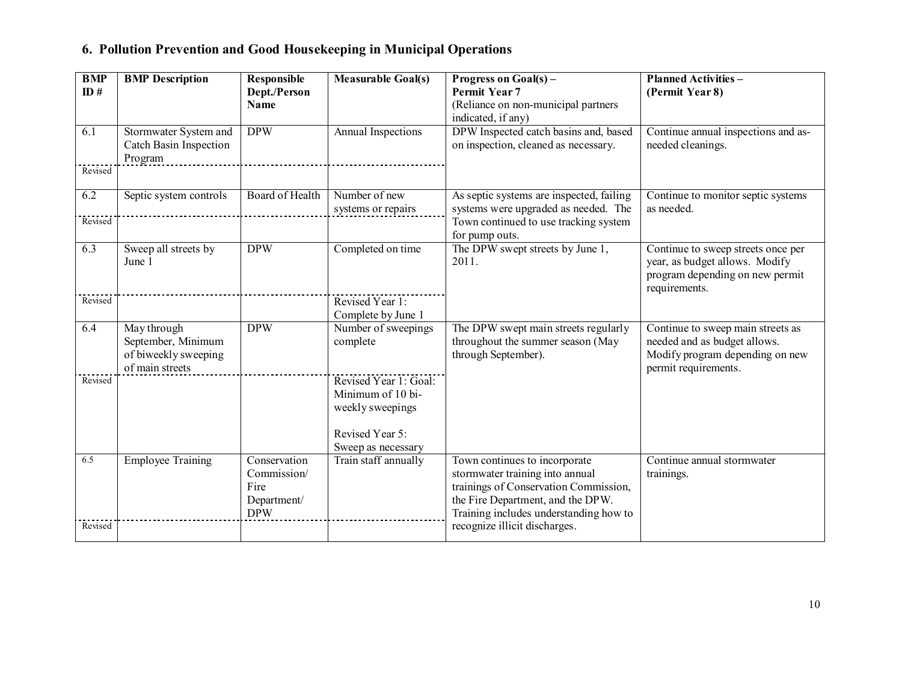## 6. Pollution Prevention and Good Housekeeping in Municipal Operations

| BMP ID # | BMP Description | Responsible Dept./Person Name | Measurable Goal(s) | Progress on Goal(s) – Permit Year 7 (Reliance on non-municipal partners indicated, if any) | Planned Activities – (Permit Year 8) |
|---|---|---|---|---|---|
| 6.1 | Stormwater System and Catch Basin Inspection Program | DPW | Annual Inspections | DPW Inspected catch basins and, based on inspection, cleaned as necessary. | Continue annual inspections and as-needed cleanings. |
| Revised | | | | | |
| 6.2 | Septic system controls | Board of Health | Number of new systems or repairs | As septic systems are inspected, failing systems were upgraded as needed. The Town continued to use tracking system for pump outs. | Continue to monitor septic systems as needed. |
| Revised | | | | | |
| 6.3 | Sweep all streets by June 1 | DPW | Completed on time | The DPW swept streets by June 1, 2011. | Continue to sweep streets once per year, as budget allows. Modify program depending on new permit requirements. |
| Revised | | | Revised Year 1: Complete by June 1 | | |
| 6.4 | May through September, Minimum of biweekly sweeping of main streets | DPW | Number of sweepings complete | The DPW swept main streets regularly throughout the summer season (May through September). | Continue to sweep main streets as needed and as budget allows. Modify program depending on new permit requirements. |
| Revised | | | Revised Year 1: Goal: Minimum of 10 bi-weekly sweepings<br><br>Revised Year 5: Sweep as necessary | | |
| 6.5 | Employee Training | Conservation Commission/ Fire Department/ DPW | Train staff annually | Town continues to incorporate stormwater training into annual trainings of Conservation Commission, the Fire Department, and the DPW. Training includes understanding how to recognize illicit discharges. | Continue annual stormwater trainings. |
| Revised | | | | | |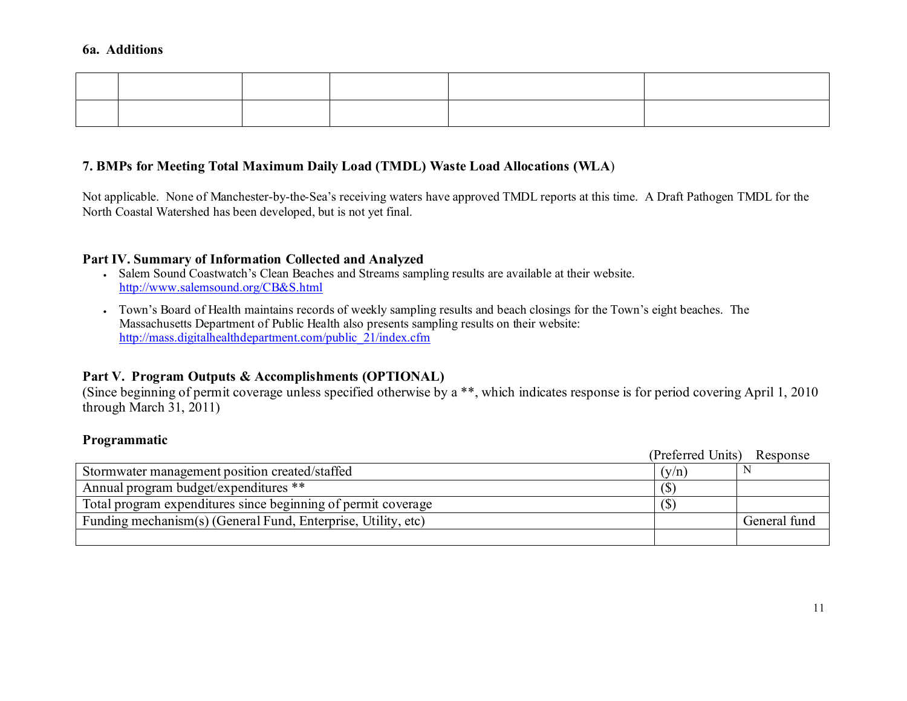### 6a. Additions

| | | | | | |
|---|---|---|---|---|---|
| | | | | | |
| | | | | | |

### 7. BMPs for Meeting Total Maximum Daily Load (TMDL) Waste Load Allocations (WLA)

Not applicable. None of Manchester-by-the-Sea's receiving waters have approved TMDL reports at this time. A Draft Pathogen TMDL for the North Coastal Watershed has been developed, but is not yet final.

## Part IV. Summary of Information Collected and Analyzed

- Salem Sound Coastwatch's Clean Beaches and Streams sampling results are available at their website. http://www.salemsound.org/CB&S.html
- Town's Board of Health maintains records of weekly sampling results and beach closings for the Town's eight beaches. The Massachusetts Department of Public Health also presents sampling results on their website: http://mass.digitalhealthdepartment.com/public_21/index.cfm

## Part V. Program Outputs & Accomplishments (OPTIONAL)

(Since beginning of permit coverage unless specified otherwise by a **, which indicates response is for period covering April 1, 2010 through March 31, 2011)

### Programmatic

| | (Preferred Units) | Response |
|---|---|---|
| Stormwater management position created/staffed | (y/n) | N |
| Annual program budget/expenditures ** | ($) | |
| Total program expenditures since beginning of permit coverage | ($) | |
| Funding mechanism(s) (General Fund, Enterprise, Utility, etc) | | General fund |
| | | |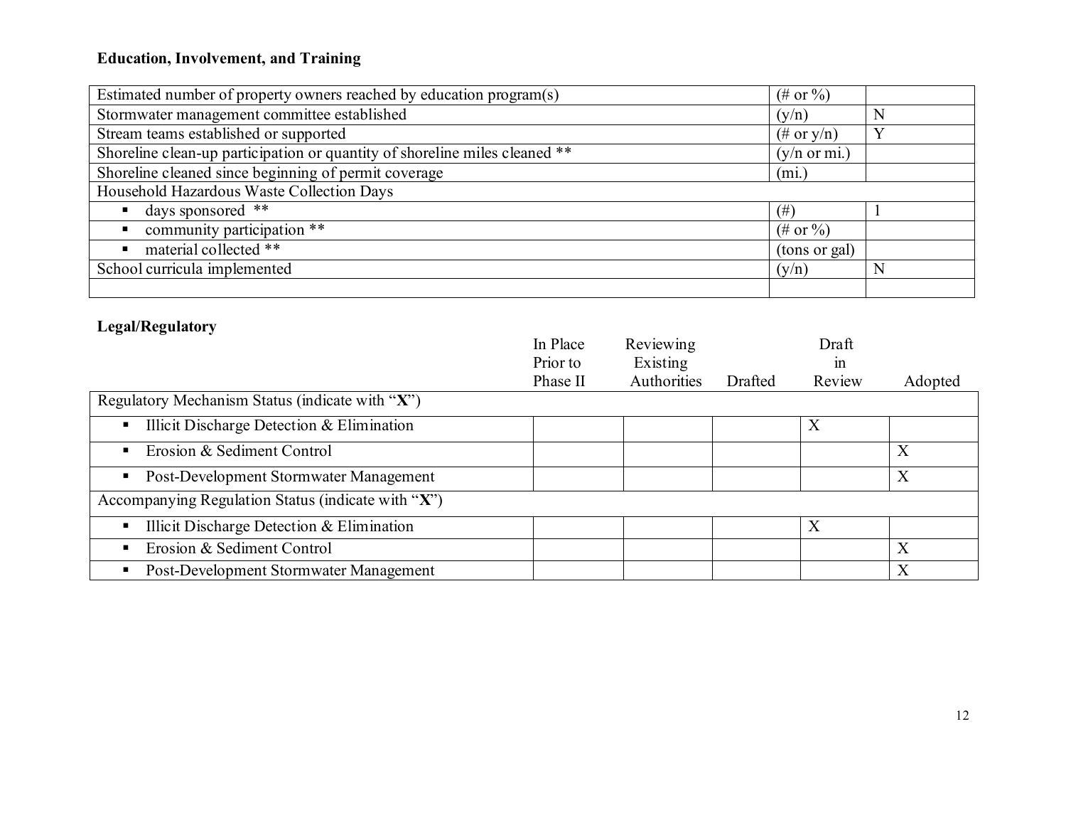**Education, Involvement, and Training**

| | | |
|---|---|---|
| Estimated number of property owners reached by education program(s) | (# or %) | |
| Stormwater management committee established | (y/n) | N |
| Stream teams established or supported | (# or y/n) | Y |
| Shoreline clean-up participation or quantity of shoreline miles cleaned ** | (y/n or mi.) | |
| Shoreline cleaned since beginning of permit coverage | (mi.) | |
| Household Hazardous Waste Collection Days | | |
| ▪ days sponsored ** | (#) | 1 |
| ▪ community participation ** | (# or %) | |
| ▪ material collected ** | (tons or gal) | |
| School curricula implemented | (y/n) | N |
| | | |

**Legal/Regulatory**

| | In Place Prior to Phase II | Reviewing Existing Authorities | Drafted | Draft in Review | Adopted |
|---|---|---|---|---|---|
| Regulatory Mechanism Status (indicate with "**X**") | | | | | |
| ▪ Illicit Discharge Detection & Elimination | | | | X | |
| ▪ Erosion & Sediment Control | | | | | X |
| ▪ Post-Development Stormwater Management | | | | | X |
| Accompanying Regulation Status (indicate with "**X**") | | | | | |
| ▪ Illicit Discharge Detection & Elimination | | | | X | |
| ▪ Erosion & Sediment Control | | | | | X |
| ▪ Post-Development Stormwater Management | | | | | X |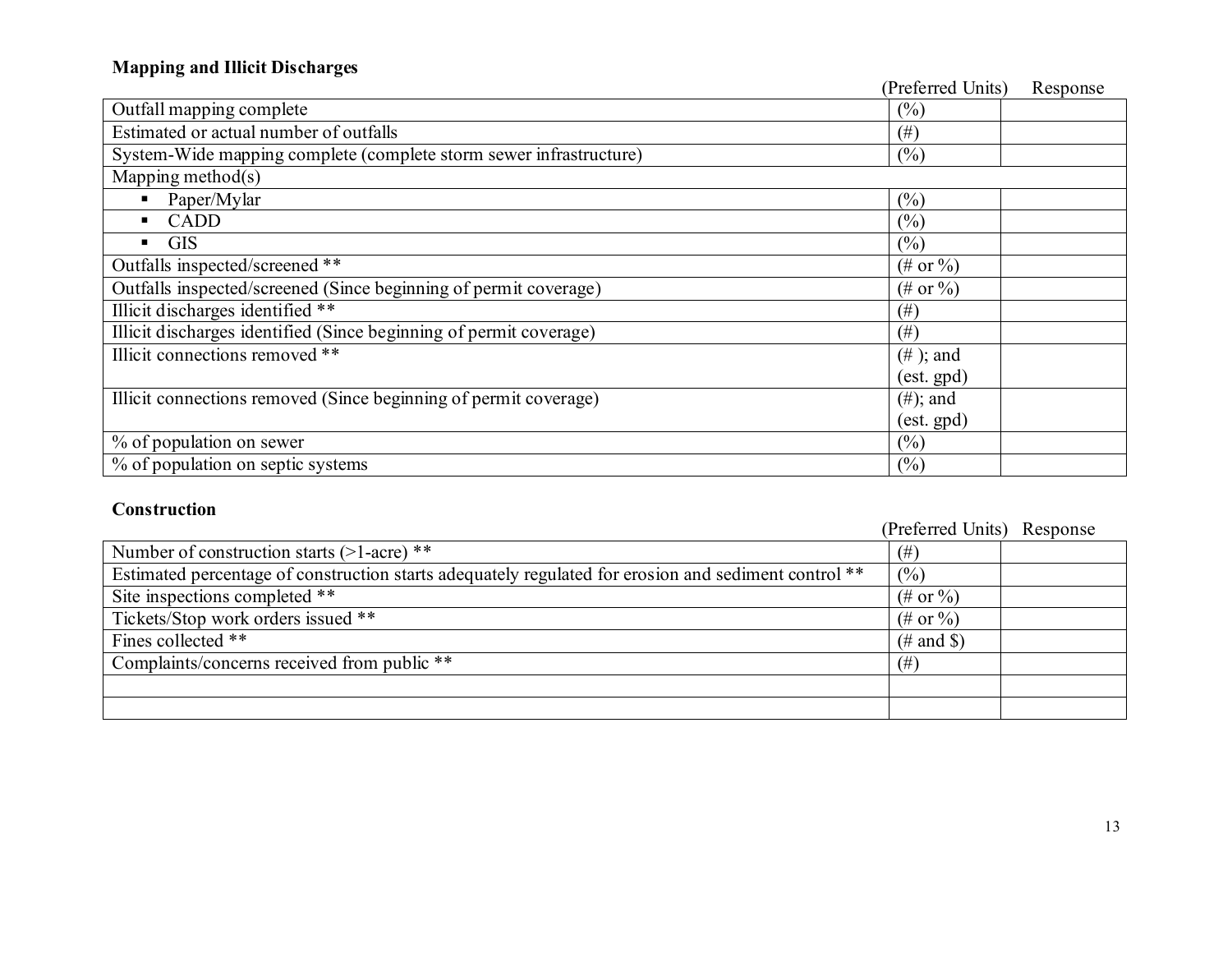**Mapping and Illicit Discharges**

| | (Preferred Units) | Response |
|---|---|---|
| Outfall mapping complete | (%) | |
| Estimated or actual number of outfalls | (#) | |
| System-Wide mapping complete (complete storm sewer infrastructure) | (%) | |
| Mapping method(s) | | |
| ▪ Paper/Mylar | (%) | |
| ▪ CADD | (%) | |
| ▪ GIS | (%) | |
| Outfalls inspected/screened ** | (# or %) | |
| Outfalls inspected/screened (Since beginning of permit coverage) | (# or %) | |
| Illicit discharges identified ** | (#) | |
| Illicit discharges identified (Since beginning of permit coverage) | (#) | |
| Illicit connections removed ** | (# ); and (est. gpd) | |
| Illicit connections removed (Since beginning of permit coverage) | (#); and (est. gpd) | |
| % of population on sewer | (%) | |
| % of population on septic systems | (%) | |

**Construction**

| | (Preferred Units) | Response |
|---|---|---|
| Number of construction starts (>1-acre) ** | (#) | |
| Estimated percentage of construction starts adequately regulated for erosion and sediment control ** | (%) | |
| Site inspections completed ** | (# or %) | |
| Tickets/Stop work orders issued ** | (# or %) | |
| Fines collected ** | (# and $) | |
| Complaints/concerns received from public ** | (#) | |
| | | |
| | | |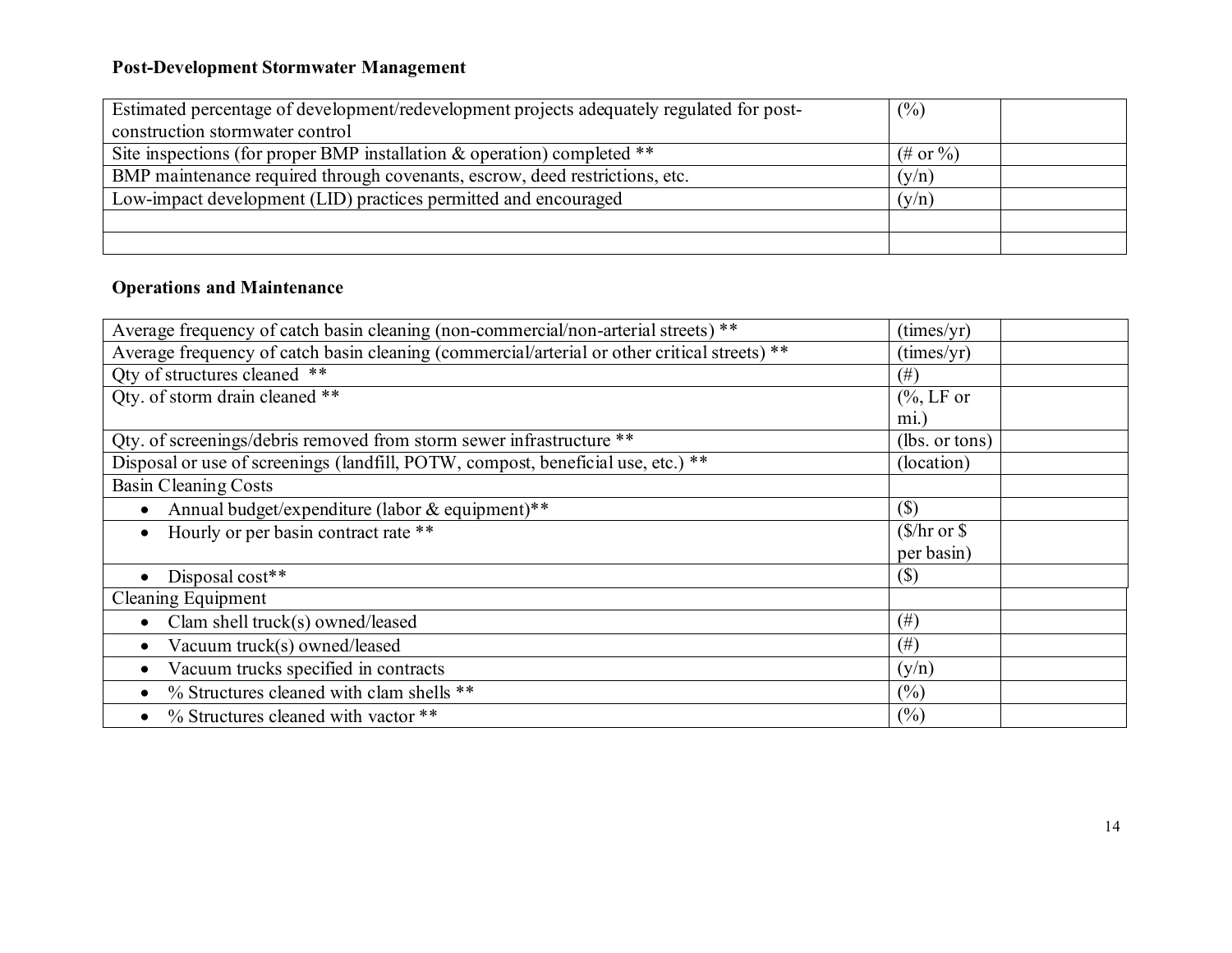**Post-Development Stormwater Management**

| | | |
|---|---|---|
| Estimated percentage of development/redevelopment projects adequately regulated for post-construction stormwater control | (%) | |
| Site inspections (for proper BMP installation & operation) completed ** | (# or %) | |
| BMP maintenance required through covenants, escrow, deed restrictions, etc. | (y/n) | |
| Low-impact development (LID) practices permitted and encouraged | (y/n) | |
| | | |
| | | |

**Operations and Maintenance**

| | | |
|---|---|---|
| Average frequency of catch basin cleaning (non-commercial/non-arterial streets) ** | (times/yr) | |
| Average frequency of catch basin cleaning (commercial/arterial or other critical streets) ** | (times/yr) | |
| Qty of structures cleaned ** | (#) | |
| Qty. of storm drain cleaned ** | (%, LF or mi.) | |
| Qty. of screenings/debris removed from storm sewer infrastructure ** | (lbs. or tons) | |
| Disposal or use of screenings (landfill, POTW, compost, beneficial use, etc.) ** | (location) | |
| Basin Cleaning Costs | | |
| • Annual budget/expenditure (labor & equipment)** | ($) | |
| • Hourly or per basin contract rate ** | ($/hr or $ per basin) | |
| • Disposal cost** | ($) | |
| Cleaning Equipment | | |
| • Clam shell truck(s) owned/leased | (#) | |
| • Vacuum truck(s) owned/leased | (#) | |
| • Vacuum trucks specified in contracts | (y/n) | |
| • % Structures cleaned with clam shells ** | (%) | |
| • % Structures cleaned with vactor ** | (%) | |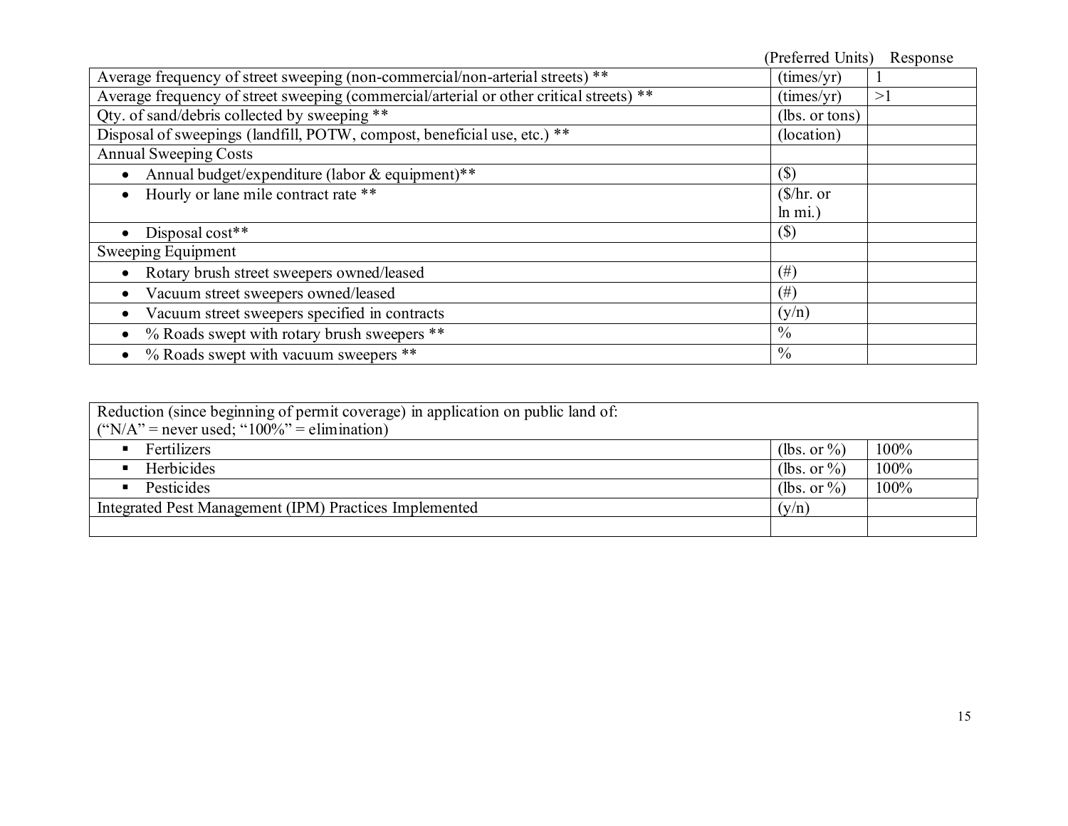| | (Preferred Units) | Response |
|---|---|---|
| Average frequency of street sweeping (non-commercial/non-arterial streets) ** | (times/yr) | 1 |
| Average frequency of street sweeping (commercial/arterial or other critical streets) ** | (times/yr) | >1 |
| Qty. of sand/debris collected by sweeping ** | (lbs. or tons) | |
| Disposal of sweepings (landfill, POTW, compost, beneficial use, etc.) ** | (location) | |
| Annual Sweeping Costs | | |
| • Annual budget/expenditure (labor & equipment)** | ($) | |
| • Hourly or lane mile contract rate ** | ($/hr. or ln mi.) | |
| • Disposal cost** | ($) | |
| Sweeping Equipment | | |
| • Rotary brush street sweepers owned/leased | (#) | |
| • Vacuum street sweepers owned/leased | (#) | |
| • Vacuum street sweepers specified in contracts | (y/n) | |
| • % Roads swept with rotary brush sweepers ** | % | |
| • % Roads swept with vacuum sweepers ** | % | |

| Reduction (since beginning of permit coverage) in application on public land of: ("N/A" = never used; "100%" = elimination) | | |
|---|---|---|
| ▪ Fertilizers | (lbs. or %) | 100% |
| ▪ Herbicides | (lbs. or %) | 100% |
| ▪ Pesticides | (lbs. or %) | 100% |
| Integrated Pest Management (IPM) Practices Implemented | (y/n) | |
| | | |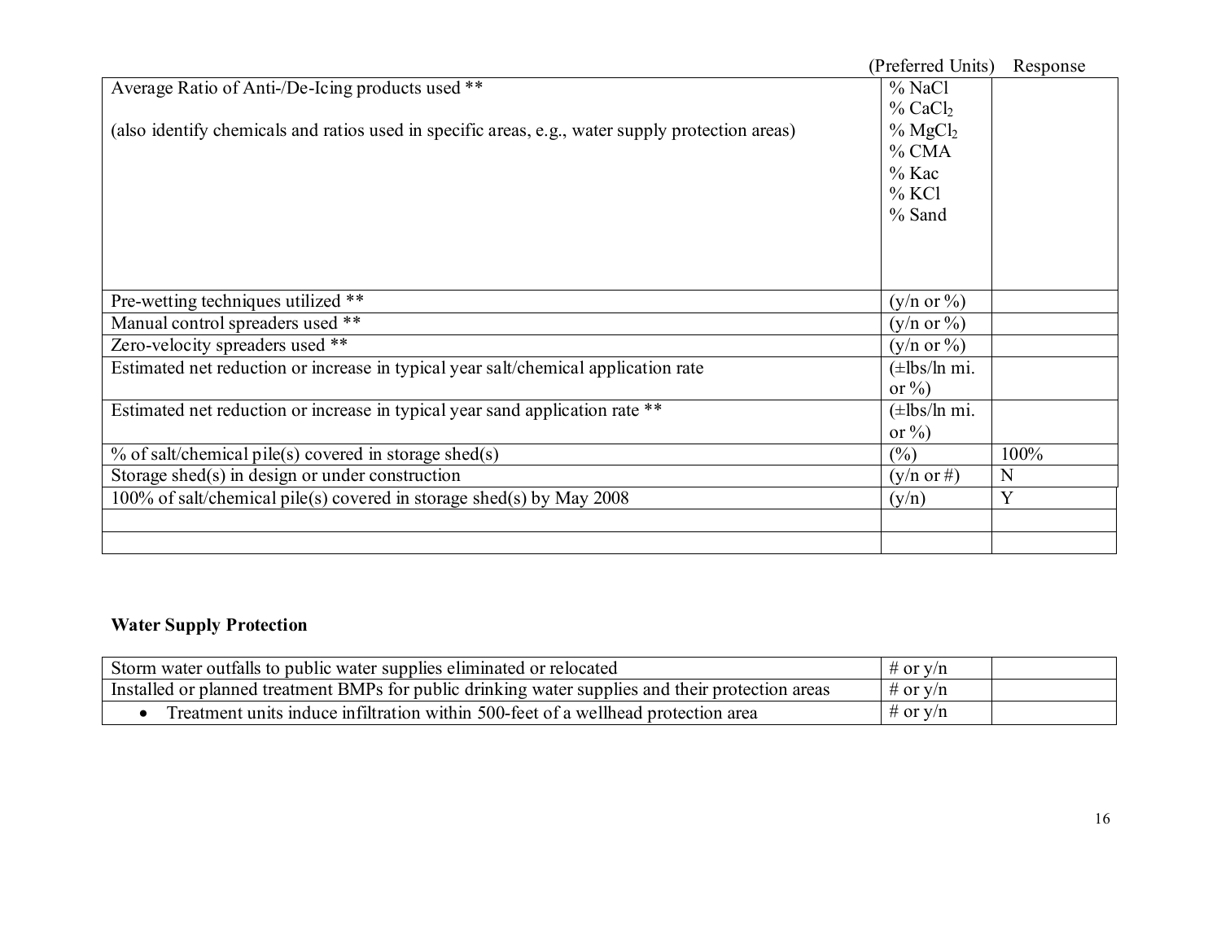| | (Preferred Units) | Response |
|---|---|---|
| Average Ratio of Anti-/De-Icing products used ** <br><br> (also identify chemicals and ratios used in specific areas, e.g., water supply protection areas) | % NaCl<br>% $CaCl_2$<br>% $MgCl_2$<br>% CMA<br>% Kac<br>% KCl<br>% Sand | |
| Pre-wetting techniques utilized ** | (y/n or %) | |
| Manual control spreaders used ** | (y/n or %) | |
| Zero-velocity spreaders used ** | (y/n or %) | |
| Estimated net reduction or increase in typical year salt/chemical application rate | (±lbs/ln mi. or %) | |
| Estimated net reduction or increase in typical year sand application rate ** | (±lbs/ln mi. or %) | |
| % of salt/chemical pile(s) covered in storage shed(s) | (%) | 100% |
| Storage shed(s) in design or under construction | (y/n or #) | N |
| 100% of salt/chemical pile(s) covered in storage shed(s) by May 2008 | (y/n) | Y |
| | | |
| | | |

**Water Supply Protection**

| | | |
|---|---|---|
| Storm water outfalls to public water supplies eliminated or relocated | # or y/n | |
| Installed or planned treatment BMPs for public drinking water supplies and their protection areas | # or y/n | |
| • Treatment units induce infiltration within 500-feet of a wellhead protection area | # or y/n | |